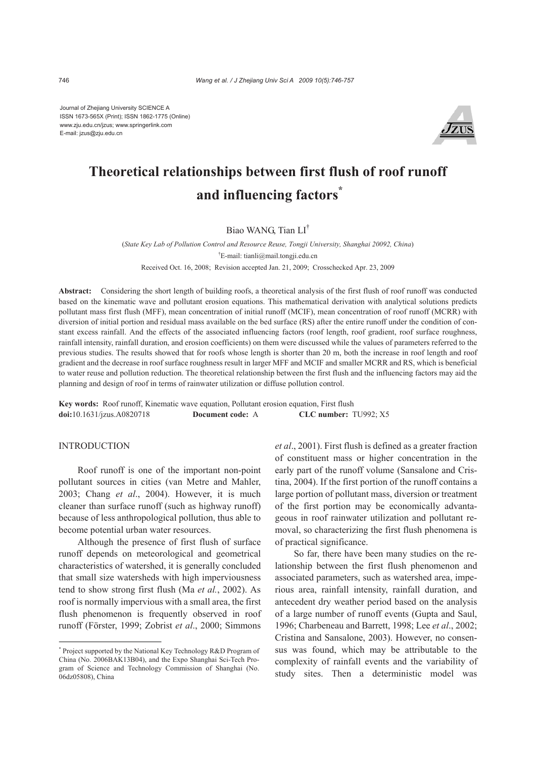Journal of Zhejiang University SCIENCE A
ISSN 1673-565X (Print); ISSN 1862-1775 (Online)
www.zju.edu.cn/jzus; www.springerlink.com
E-mail: jzus@zju.edu.cn

# Theoretical relationships between first flush of roof runoff and influencing factors*

Biao WANG, Tian LI†

(*State Key Lab of Pollution Control and Resource Reuse, Tongji University, Shanghai 20092, China*)

†E-mail: tianli@mail.tongji.edu.cn

Received Oct. 16, 2008; Revision accepted Jan. 21, 2009; Crosschecked Apr. 23, 2009

**Abstract:** Considering the short length of building roofs, a theoretical analysis of the first flush of roof runoff was conducted based on the kinematic wave and pollutant erosion equations. This mathematical derivation with analytical solutions predicts pollutant mass first flush (MFF), mean concentration of initial runoff (MCIF), mean concentration of roof runoff (MCRR) with diversion of initial portion and residual mass available on the bed surface (RS) after the entire runoff under the condition of constant excess rainfall. And the effects of the associated influencing factors (roof length, roof gradient, roof surface roughness, rainfall intensity, rainfall duration, and erosion coefficients) on them were discussed while the values of parameters referred to the previous studies. The results showed that for roofs whose length is shorter than 20 m, both the increase in roof length and roof gradient and the decrease in roof surface roughness result in larger MFF and MCIF and smaller MCRR and RS, which is beneficial to water reuse and pollution reduction. The theoretical relationship between the first flush and the influencing factors may aid the planning and design of roof in terms of rainwater utilization or diffuse pollution control.

**Key words:** Roof runoff, Kinematic wave equation, Pollutant erosion equation, First flush

**doi:**10.1631/jzus.A0820718 **Document code:** A **CLC number:** TU992; X5

## INTRODUCTION

Roof runoff is one of the important non-point pollutant sources in cities (van Metre and Mahler, 2003; Chang *et al*., 2004). However, it is much cleaner than surface runoff (such as highway runoff) because of less anthropological pollution, thus able to become potential urban water resources.

Although the presence of first flush of surface runoff depends on meteorological and geometrical characteristics of watershed, it is generally concluded that small size watersheds with high imperviousness tend to show strong first flush (Ma *et al.*, 2002). As roof is normally impervious with a small area, the first flush phenomenon is frequently observed in roof runoff (Förster, 1999; Zobrist *et al*., 2000; Simmons *et al*., 2001). First flush is defined as a greater fraction of constituent mass or higher concentration in the early part of the runoff volume (Sansalone and Cristina, 2004). If the first portion of the runoff contains a large portion of pollutant mass, diversion or treatment of the first portion may be economically advantageous in roof rainwater utilization and pollutant removal, so characterizing the first flush phenomena is of practical significance.

So far, there have been many studies on the relationship between the first flush phenomenon and associated parameters, such as watershed area, imperious area, rainfall intensity, rainfall duration, and antecedent dry weather period based on the analysis of a large number of runoff events (Gupta and Saul, 1996; Charbeneau and Barrett, 1998; Lee *et al*., 2002; Cristina and Sansalone, 2003). However, no consensus was found, which may be attributable to the complexity of rainfall events and the variability of study sites. Then a deterministic model was

* Project supported by the National Key Technology R&D Program of China (No. 2006BAK13B04), and the Expo Shanghai Sci-Tech Program of Science and Technology Commission of Shanghai (No. 06dz05808), China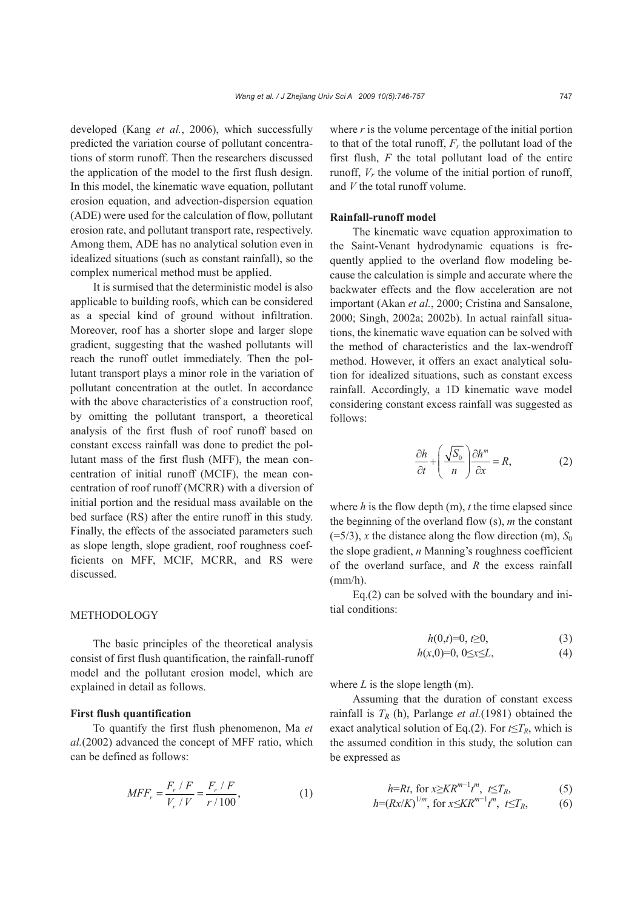developed (Kang *et al.*, 2006), which successfully predicted the variation course of pollutant concentrations of storm runoff. Then the researchers discussed the application of the model to the first flush design. In this model, the kinematic wave equation, pollutant erosion equation, and advection-dispersion equation (ADE) were used for the calculation of flow, pollutant erosion rate, and pollutant transport rate, respectively. Among them, ADE has no analytical solution even in idealized situations (such as constant rainfall), so the complex numerical method must be applied.

It is surmised that the deterministic model is also applicable to building roofs, which can be considered as a special kind of ground without infiltration. Moreover, roof has a shorter slope and larger slope gradient, suggesting that the washed pollutants will reach the runoff outlet immediately. Then the pollutant transport plays a minor role in the variation of pollutant concentration at the outlet. In accordance with the above characteristics of a construction roof, by omitting the pollutant transport, a theoretical analysis of the first flush of roof runoff based on constant excess rainfall was done to predict the pollutant mass of the first flush (MFF), the mean concentration of initial runoff (MCIF), the mean concentration of roof runoff (MCRR) with a diversion of initial portion and the residual mass available on the bed surface (RS) after the entire runoff in this study. Finally, the effects of the associated parameters such as slope length, slope gradient, roof roughness coefficients on MFF, MCIF, MCRR, and RS were discussed.

## METHODOLOGY

The basic principles of the theoretical analysis consist of first flush quantification, the rainfall-runoff model and the pollutant erosion model, which are explained in detail as follows.

### First flush quantification

To quantify the first flush phenomenon, Ma *et al.*(2002) advanced the concept of MFF ratio, which can be defined as follows:

$$MFF_r = \frac{F_r / F}{V_r / V} = \frac{F_r / F}{r / 100}, \tag{1}$$

where $r$ is the volume percentage of the initial portion to that of the total runoff, $F_r$ the pollutant load of the first flush, $F$ the total pollutant load of the entire runoff, $V_r$ the volume of the initial portion of runoff, and $V$ the total runoff volume.

### Rainfall-runoff model

The kinematic wave equation approximation to the Saint-Venant hydrodynamic equations is frequently applied to the overland flow modeling because the calculation is simple and accurate where the backwater effects and the flow acceleration are not important (Akan *et al.*, 2000; Cristina and Sansalone, 2000; Singh, 2002a; 2002b). In actual rainfall situations, the kinematic wave equation can be solved with the method of characteristics and the lax-wendroff method. However, it offers an exact analytical solution for idealized situations, such as constant excess rainfall. Accordingly, a 1D kinematic wave model considering constant excess rainfall was suggested as follows:

$$\frac{\partial h}{\partial t} + \left( \frac{\sqrt{S_0}}{n} \right) \frac{\partial h^m}{\partial x} = R, \tag{2}$$

where $h$ is the flow depth (m), $t$ the time elapsed since the beginning of the overland flow (s), $m$ the constant (=5/3), $x$ the distance along the flow direction (m), $S_0$ the slope gradient, $n$ Manning's roughness coefficient of the overland surface, and $R$ the excess rainfall (mm/h).

Eq.(2) can be solved with the boundary and initial conditions:

$$h(0,t)=0,\ t\geq 0, \tag{3}$$

$$h(x,0)=0,\ 0\leq x\leq L, \tag{4}$$

where $L$ is the slope length (m).

Assuming that the duration of constant excess rainfall is $T_R$ (h), Parlange *et al.*(1981) obtained the exact analytical solution of Eq.(2). For $t\leq T_R$, which is the assumed condition in this study, the solution can be expressed as

$$h=Rt,\ \text{for } x\geq KR^{m-1}t^m,\ \ t\leq T_R, \tag{5}$$

$$h=(Rx/K)^{1/m},\ \text{for } x\leq KR^{m-1}t^m,\ \ t\leq T_R, \tag{6}$$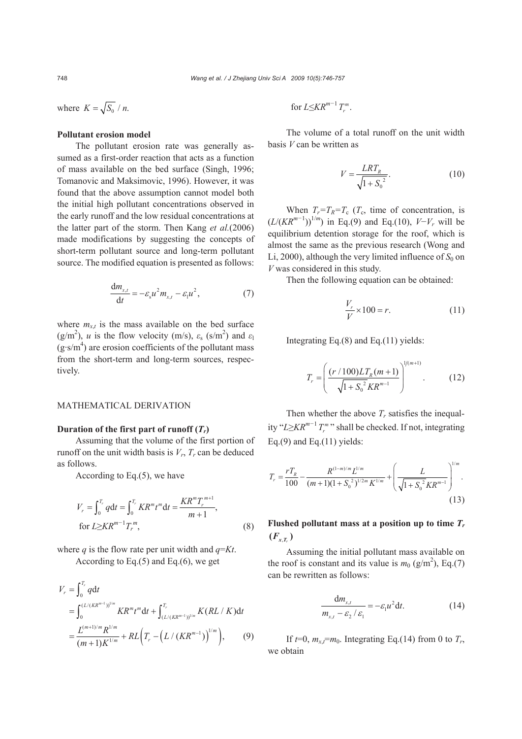where $K = \sqrt{S_0} / n$.

**Pollutant erosion model**

The pollutant erosion rate was generally assumed as a first-order reaction that acts as a function of mass available on the bed surface (Singh, 1996; Tomanovic and Maksimovic, 1996). However, it was found that the above assumption cannot model both the initial high pollutant concentrations observed in the early runoff and the low residual concentrations at the latter part of the storm. Then Kang *et al.*(2006) made modifications by suggesting the concepts of short-term pollutant source and long-term pollutant source. The modified equation is presented as follows:

$$\frac{\mathrm{d}m_{x,t}}{\mathrm{d}t} = -\varepsilon_{\mathrm{s}} u^2 m_{x,t} - \varepsilon_{\mathrm{l}} u^2, \tag{7}$$

where $m_{x,t}$ is the mass available on the bed surface (g/m$^2$), $u$ is the flow velocity (m/s), $\varepsilon_{\mathrm{s}}$ (s/m$^2$) and $\varepsilon_{\mathrm{l}}$ (g·s/m$^4$) are erosion coefficients of the pollutant mass from the short-term and long-term sources, respectively.

## MATHEMATICAL DERIVATION

**Duration of the first part of runoff ($T_r$)**

Assuming that the volume of the first portion of runoff on the unit width basis is $V_r$, $T_r$ can be deduced as follows.

According to Eq.(5), we have

$$V_r = \int_0^{T_r} q\mathrm{d}t = \int_0^{T_r} KR^m t^m \mathrm{d}t = \frac{KR^m T_r^{m+1}}{m+1},$$
$$\text{for } L \geq KR^{m-1} T_r^m, \tag{8}$$

where $q$ is the flow rate per unit width and $q=Kt$.

According to Eq.(5) and Eq.(6), we get

$$\begin{aligned} V_r &= \int_0^{T_r} q\mathrm{d}t \\ &= \int_0^{(L/(KR^{m-1}))^{1/m}} KR^m t^m \mathrm{d}t + \int_{(L/(KR^{m-1}))^{1/m}}^{T_r} K(RL/K)\mathrm{d}t \\ &= \frac{L^{(m+1)/m} R^{1/m}}{(m+1)K^{1/m}} + RL\left(T_r - \left(L/(KR^{m-1})\right)^{1/m}\right), \end{aligned} \tag{9}$$

for $L \leq KR^{m-1} T_r^m$.

The volume of a total runoff on the unit width basis $V$ can be written as

$$V = \frac{LRT_R}{\sqrt{1+S_0^2}}. \tag{10}$$

When $T_r=T_R=T_{\mathrm{c}}$ ($T_{\mathrm{c}}$, time of concentration, is $(L/(KR^{m-1}))^{1/m}$) in Eq.(9) and Eq.(10), $V-V_r$ will be equilibrium detention storage for the roof, which is almost the same as the previous research (Wong and Li, 2000), although the very limited influence of $S_0$ on $V$ was considered in this study.

Then the following equation can be obtained:

$$\frac{V_r}{V} \times 100 = r. \tag{11}$$

Integrating Eq.(8) and Eq.(11) yields:

$$T_r = \left(\frac{(r/100)LT_R(m+1)}{\sqrt{1+S_0^2}KR^{m-1}}\right)^{1/(m+1)}. \tag{12}$$

Then whether the above $T_r$ satisfies the inequality "$L \geq KR^{m-1} T_r^m$" shall be checked. If not, integrating Eq.(9) and Eq.(11) yields:

$$T_r = \frac{rT_R}{100} - \frac{R^{(1-m)/m} L^{1/m}}{(m+1)(1+S_0^2)^{1/2m} K^{1/m}} + \left(\frac{L}{\sqrt{1+S_0^2}KR^{m-1}}\right)^{1/m}. \tag{13}$$

**Flushed pollutant mass at a position up to time $T_r$ ($F_{x,T_r}$)**

Assuming the initial pollutant mass available on the roof is constant and its value is $m_0$ (g/m$^2$), Eq.(7) can be rewritten as follows:

$$\frac{\mathrm{d}m_{x,t}}{m_{x,t} - \varepsilon_2/\varepsilon_1} = -\varepsilon_1 u^2 \mathrm{d}t. \tag{14}$$

If $t$=0, $m_{x,t}$=$m_0$. Integrating Eq.(14) from 0 to $T_r$, we obtain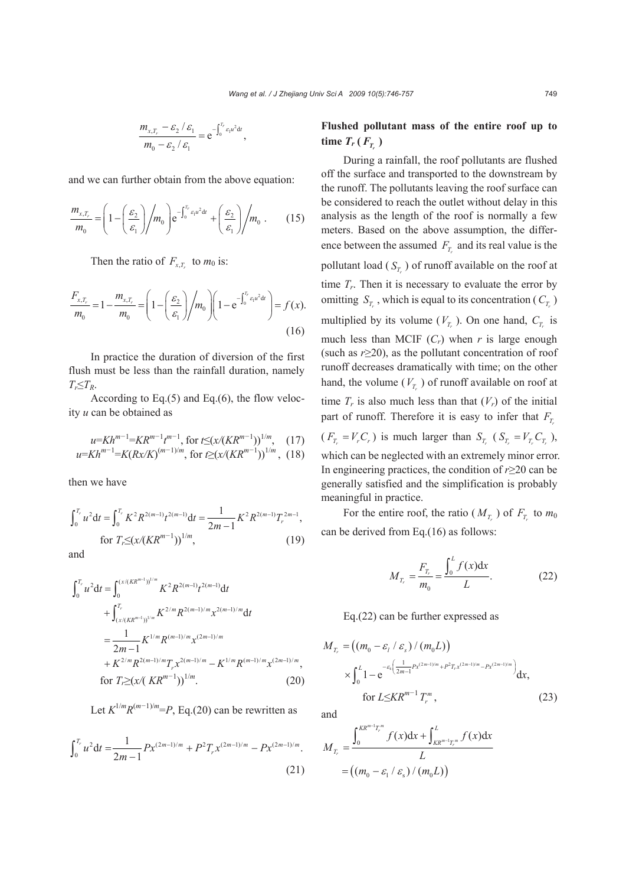$$\frac{m_{x,T_r} - \varepsilon_2 / \varepsilon_1}{m_0 - \varepsilon_2 / \varepsilon_1} = \mathrm{e}^{-\int_0^{T_r} \varepsilon_1 u^2 \mathrm{d}t},$$

and we can further obtain from the above equation:

$$\frac{m_{x,T_r}}{m_0} = \left(1 - \left(\frac{\varepsilon_2}{\varepsilon_1}\right)\Big/ m_0\right) \mathrm{e}^{-\int_0^{T_r} \varepsilon_1 u^2 \mathrm{d}t} + \left(\frac{\varepsilon_2}{\varepsilon_1}\right)\Big/ m_0 . \quad (15)$$

Then the ratio of $F_{x,T_r}$ to $m_0$ is:

$$\frac{F_{x,T_r}}{m_0} = 1 - \frac{m_{x,T_r}}{m_0} = \left(1 - \left(\frac{\varepsilon_2}{\varepsilon_1}\right)\Big/ m_0\right)\left(1 - \mathrm{e}^{-\int_0^{T_r} \varepsilon_1 u^2 \mathrm{d}t}\right) = f(x). \quad (16)$$

In practice the duration of diversion of the first flush must be less than the rainfall duration, namely $T_r \le T_R$.

According to Eq.(5) and Eq.(6), the flow velocity $u$ can be obtained as

$$u = Kh^{m-1} = KR^{m-1}t^{m-1}, \text{ for } t \le (x/(KR^{m-1}))^{1/m}, \quad (17)$$

$$u = Kh^{m-1} = K(Rx/K)^{(m-1)/m}, \text{ for } t \ge (x/(KR^{m-1}))^{1/m}, \quad (18)$$

then we have

$$\int_0^{T_r} u^2 \mathrm{d}t = \int_0^{T_r} K^2 R^{2(m-1)} t^{2(m-1)} \mathrm{d}t = \frac{1}{2m-1} K^2 R^{2(m-1)} T_r^{2m-1},$$
$$\text{for } T_r \le (x/(KR^{m-1}))^{1/m}, \quad (19)$$

and

$$\begin{aligned}
\int_0^{T_r} u^2 \mathrm{d}t &= \int_0^{(x/(KR^{m-1}))^{1/m}} K^2 R^{2(m-1)} t^{2(m-1)} \mathrm{d}t \\
&\quad + \int_{(x/(KR^{m-1}))^{1/m}}^{T_r} K^{2/m} R^{2(m-1)/m} x^{2(m-1)/m} \mathrm{d}t \\
&= \frac{1}{2m-1} K^{1/m} R^{(m-1)/m} x^{(2m-1)/m} \\
&\quad + K^{2/m} R^{2(m-1)/m} T_r x^{2(m-1)/m} - K^{1/m} R^{(m-1)/m} x^{(2m-1)/m},
\end{aligned}$$
$$\text{for } T_r \ge (x/(KR^{m-1}))^{1/m}. \quad (20)$$

Let $K^{1/m} R^{(m-1)/m} = P$, Eq.(20) can be rewritten as

$$\int_0^{T_r} u^2 \mathrm{d}t = \frac{1}{2m-1} P x^{(2m-1)/m} + P^2 T_r x^{(2m-1)/m} - P x^{(2m-1)/m}. \quad (21)$$

## Flushed pollutant mass of the entire roof up to time $T_r$ ($F_{T_r}$)

During a rainfall, the roof pollutants are flushed off the surface and transported to the downstream by the runoff. The pollutants leaving the roof surface can be considered to reach the outlet without delay in this analysis as the length of the roof is normally a few meters. Based on the above assumption, the difference between the assumed $F_{T_r}$ and its real value is the pollutant load ($S_{T_r}$) of runoff available on the roof at time $T_r$. Then it is necessary to evaluate the error by omitting $S_{T_r}$, which is equal to its concentration ($C_{T_r}$) multiplied by its volume ($V_{T_r}$). On one hand, $C_{T_r}$ is much less than MCIF ($C_r$) when $r$ is large enough (such as $r \ge 20$), as the pollutant concentration of roof runoff decreases dramatically with time; on the other hand, the volume ($V_{T_r}$) of runoff available on roof at time $T_r$ is also much less than that ($V_r$) of the initial part of runoff. Therefore it is easy to infer that $F_{T_r}$ ($F_{T_r} = V_r C_r$) is much larger than $S_{T_r}$ ($S_{T_r} = V_{T_r} C_{T_r}$), which can be neglected with an extremely minor error. In engineering practices, the condition of $r \ge 20$ can be generally satisfied and the simplification is probably meaningful in practice.

For the entire roof, the ratio ($M_{T_r}$) of $F_{T_r}$ to $m_0$ can be derived from Eq.(16) as follows:

$$M_{T_r} = \frac{F_{T_r}}{m_0} = \frac{\int_0^L f(x) \mathrm{d}x}{L}. \quad (22)$$

Eq.(22) can be further expressed as

$$M_{T_r} = \left((m_0 - \varepsilon_l / \varepsilon_s) / (m_0 L)\right)$$
$$\times \int_0^L 1 - \mathrm{e}^{-\varepsilon_s \left(\frac{1}{2m-1} P x^{(2m-1)/m} + P^2 T_r x^{(2m-1)/m} - P x^{(2m-1)/m}\right)} \mathrm{d}x,$$
$$\text{for } L \le KR^{m-1} T_r^m, \quad (23)$$

and

$$M_{T_r} = \frac{\int_0^{KR^{m-1}T_r^m} f(x)\mathrm{d}x + \int_{KR^{m-1}T_r^m}^L f(x)\mathrm{d}x}{L}$$
$$= \left((m_0 - \varepsilon_1 / \varepsilon_s) / (m_0 L)\right)$$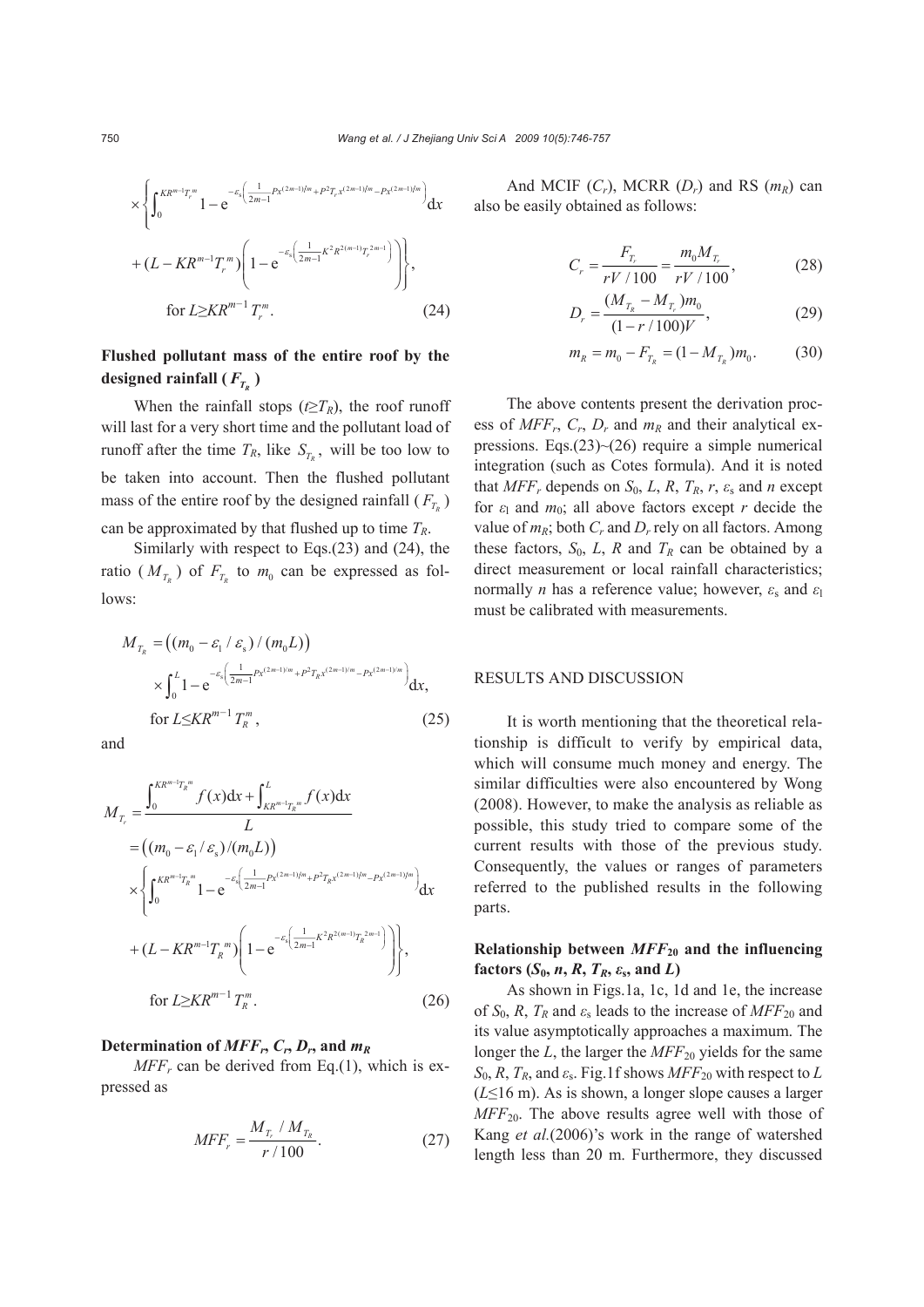$$\times\left\{\int_0^{KR^{m-1}T_r^{m}} 1-\mathrm{e}^{-\varepsilon_s\left(\frac{1}{2m-1}Px^{(2m-1)/m}+P^2T_rx^{(2m-1)/m}-Px^{(2m-1)/m}\right)}\mathrm{d}x\right.$$

$$\left.+(L-KR^{m-1}T_r^{m})\left(1-\mathrm{e}^{-\varepsilon_s\left(\frac{1}{2m-1}K^2R^{2(m-1)}T_r^{2m-1}\right)}\right)\right\},$$

$$\text{for } L\geq KR^{m-1}T_r^{m}. \tag{24}$$

## Flushed pollutant mass of the entire roof by the designed rainfall ($F_{T_R}$)

When the rainfall stops ($t\geq T_R$), the roof runoff will last for a very short time and the pollutant load of runoff after the time $T_R$, like $S_{T_R}$, will be too low to be taken into account. Then the flushed pollutant mass of the entire roof by the designed rainfall ($F_{T_R}$) can be approximated by that flushed up to time $T_R$.

Similarly with respect to Eqs.(23) and (24), the ratio ($M_{T_R}$) of $F_{T_R}$ to $m_0$ can be expressed as follows:

$$M_{T_R}=\left((m_0-\varepsilon_1/\varepsilon_s)/(m_0L)\right)$$

$$\times\int_0^{L}1-\mathrm{e}^{-\varepsilon_s\left(\frac{1}{2m-1}Px^{(2m-1)/m}+P^2T_Rx^{(2m-1)/m}-Px^{(2m-1)/m}\right)}\mathrm{d}x,$$

$$\text{for } L\leq KR^{m-1}T_R^{m}, \tag{25}$$

and

$$M_{T_r}=\frac{\int_0^{KR^{m-1}T_R^{m}}f(x)\mathrm{d}x+\int_{KR^{m-1}T_R^{m}}^{L}f(x)\mathrm{d}x}{L}$$

$$=\left((m_0-\varepsilon_1/\varepsilon_s)/(m_0L)\right)$$

$$\times\left\{\int_0^{KR^{m-1}T_R^{m}}1-\mathrm{e}^{-\varepsilon_s\left(\frac{1}{2m-1}Px^{(2m-1)/m}+P^2T_Rx^{(2m-1)/m}-Px^{(2m-1)/m}\right)}\mathrm{d}x\right.$$

$$\left.+(L-KR^{m-1}T_R^{m})\left(1-\mathrm{e}^{-\varepsilon_s\left(\frac{1}{2m-1}K^2R^{2(m-1)}T_R^{2m-1}\right)}\right)\right\},$$

$$\text{for } L\geq KR^{m-1}T_R^{m}. \tag{26}$$

## Determination of $MFF_r$, $C_r$, $D_r$, and $m_R$

$MFF_r$ can be derived from Eq.(1), which is expressed as

$$MFF_r=\frac{M_{T_r}/M_{T_R}}{r/100}. \tag{27}$$

And MCIF ($C_r$), MCRR ($D_r$) and RS ($m_R$) can also be easily obtained as follows:

$$C_r=\frac{F_{T_r}}{rV/100}=\frac{m_0M_{T_r}}{rV/100}, \tag{28}$$

$$D_r=\frac{(M_{T_R}-M_{T_r})m_0}{(1-r/100)V}, \tag{29}$$

$$m_R=m_0-F_{T_R}=(1-M_{T_R})m_0. \tag{30}$$

The above contents present the derivation process of $MFF_r$, $C_r$, $D_r$ and $m_R$ and their analytical expressions. Eqs.(23)~(26) require a simple numerical integration (such as Cotes formula). And it is noted that $MFF_r$ depends on $S_0$, $L$, $R$, $T_R$, $r$, $\varepsilon_s$ and $n$ except for $\varepsilon_1$ and $m_0$; all above factors except $r$ decide the value of $m_R$; both $C_r$ and $D_r$ rely on all factors. Among these factors, $S_0$, $L$, $R$ and $T_R$ can be obtained by a direct measurement or local rainfall characteristics; normally $n$ has a reference value; however, $\varepsilon_s$ and $\varepsilon_1$ must be calibrated with measurements.

# RESULTS AND DISCUSSION

It is worth mentioning that the theoretical relationship is difficult to verify by empirical data, which will consume much money and energy. The similar difficulties were also encountered by Wong (2008). However, to make the analysis as reliable as possible, this study tried to compare some of the current results with those of the previous study. Consequently, the values or ranges of parameters referred to the published results in the following parts.

## Relationship between $MFF_{20}$ and the influencing factors ($S_0$, $n$, $R$, $T_R$, $\varepsilon_s$, and $L$)

As shown in Figs.1a, 1c, 1d and 1e, the increase of $S_0$, $R$, $T_R$ and $\varepsilon_s$ leads to the increase of $MFF_{20}$ and its value asymptotically approaches a maximum. The longer the $L$, the larger the $MFF_{20}$ yields for the same $S_0$, $R$, $T_R$, and $\varepsilon_s$. Fig.1f shows $MFF_{20}$ with respect to $L$ ($L\leq16$ m). As is shown, a longer slope causes a larger $MFF_{20}$. The above results agree well with those of Kang *et al.*(2006)'s work in the range of watershed length less than 20 m. Furthermore, they discussed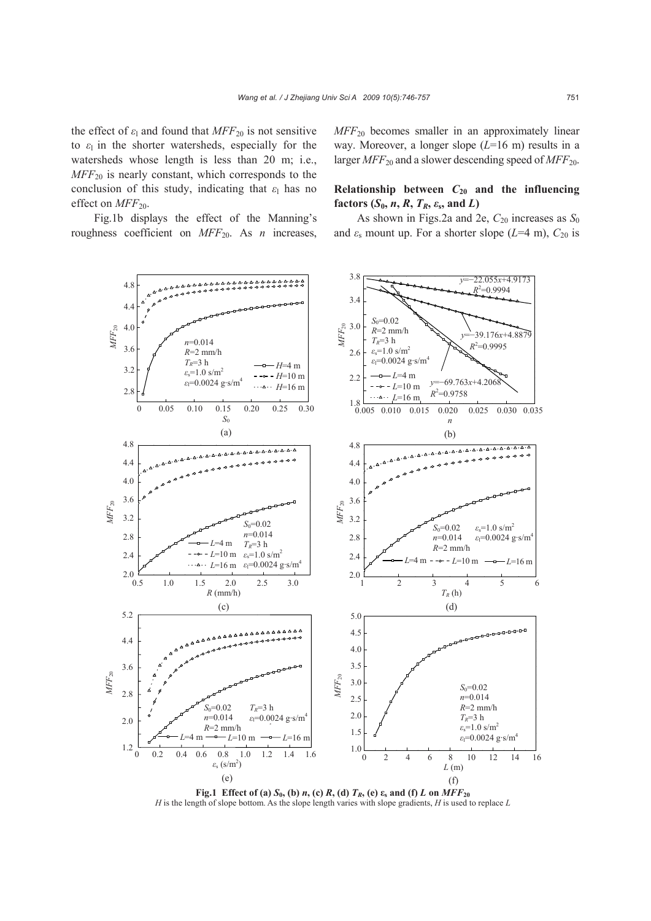the effect of $\varepsilon_l$ and found that $MFF_{20}$ is not sensitive to $\varepsilon_l$ in the shorter watersheds, especially for the watersheds whose length is less than 20 m; i.e., $MFF_{20}$ is nearly constant, which corresponds to the conclusion of this study, indicating that $\varepsilon_l$ has no effect on $MFF_{20}$.

Fig.1b displays the effect of the Manning's roughness coefficient on $MFF_{20}$. As $n$ increases, $MFF_{20}$ becomes smaller in an approximately linear way. Moreover, a longer slope ($L$=16 m) results in a larger $MFF_{20}$ and a slower descending speed of $MFF_{20}$.

### Relationship between $C_{20}$ and the influencing factors ($S_0$, $n$, $R$, $T_R$, $\varepsilon_s$, and $L$)

As shown in Figs.2a and 2e, $C_{20}$ increases as $S_0$ and $\varepsilon_s$ mount up. For a shorter slope ($L$=4 m), $C_{20}$ is

**Fig.1 Effect of (a) $S_0$, (b) $n$, (c) $R$, (d) $T_R$, (e) $\varepsilon_s$ and (f) $L$ on $MFF_{20}$**

$H$ is the length of slope bottom. As the slope length varies with slope gradients, $H$ is used to replace $L$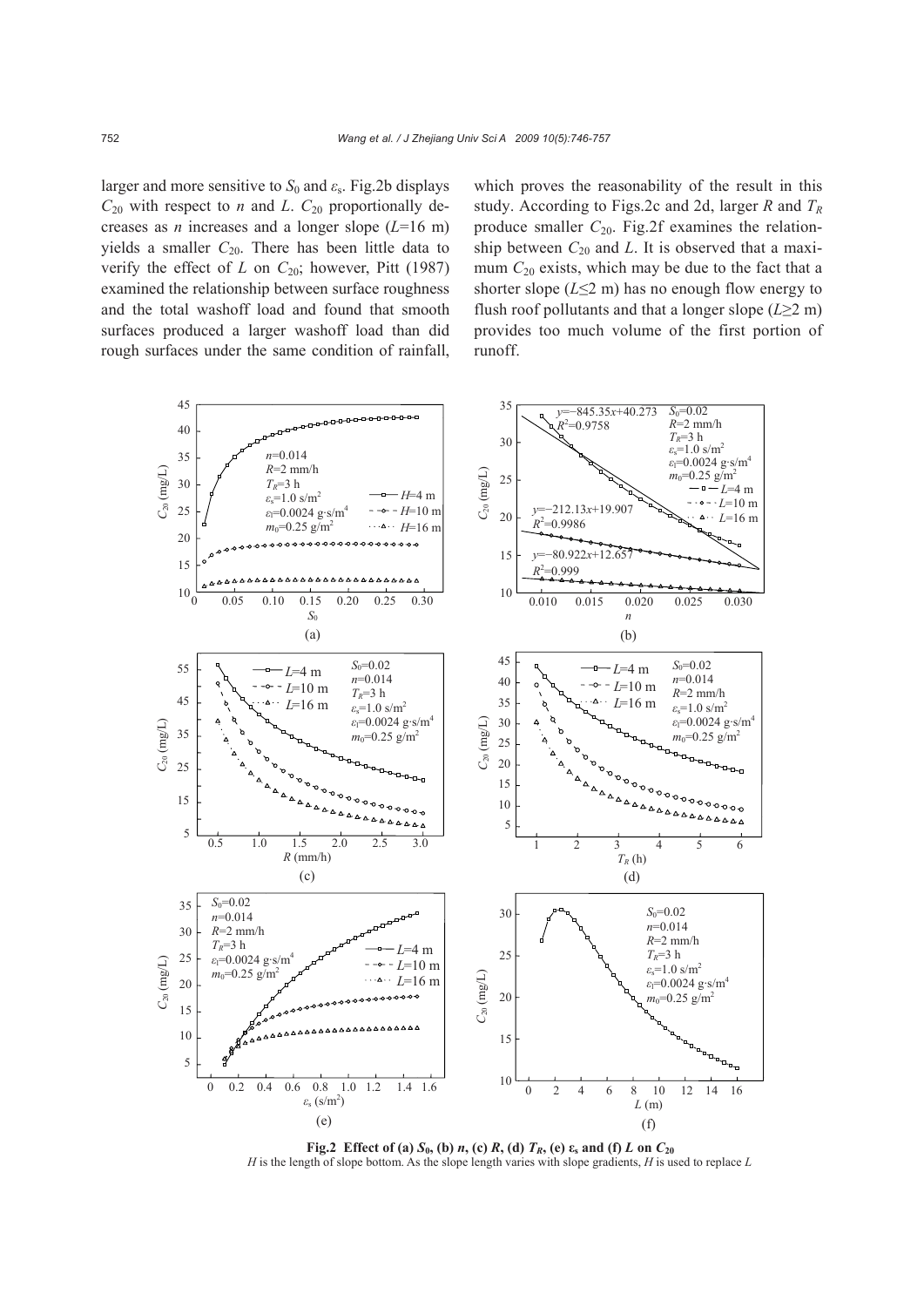larger and more sensitive to $S_0$ and $\varepsilon_s$. Fig.2b displays $C_{20}$ with respect to $n$ and $L$. $C_{20}$ proportionally decreases as $n$ increases and a longer slope ($L$=16 m) yields a smaller $C_{20}$. There has been little data to verify the effect of $L$ on $C_{20}$; however, Pitt (1987) examined the relationship between surface roughness and the total washoff load and found that smooth surfaces produced a larger washoff load than did rough surfaces under the same condition of rainfall, which proves the reasonability of the result in this study. According to Figs.2c and 2d, larger $R$ and $T_R$ produce smaller $C_{20}$. Fig.2f examines the relationship between $C_{20}$ and $L$. It is observed that a maximum $C_{20}$ exists, which may be due to the fact that a shorter slope ($L$≤2 m) has no enough flow energy to flush roof pollutants and that a longer slope ($L$≥2 m) provides too much volume of the first portion of runoff.

**Fig.2 Effect of (a) $S_0$, (b) $n$, (c) $R$, (d) $T_R$, (e) $\varepsilon_s$ and (f) $L$ on $C_{20}$**

$H$ is the length of slope bottom. As the slope length varies with slope gradients, $H$ is used to replace $L$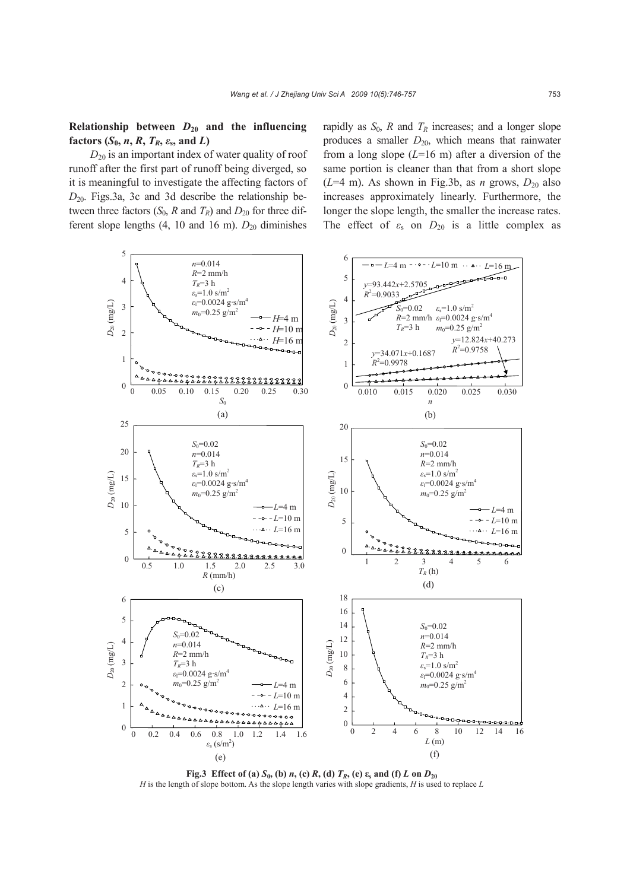## Relationship between $D_{20}$ and the influencing factors ($S_0$, $n$, $R$, $T_R$, $\varepsilon_s$, and $L$)

$D_{20}$ is an important index of water quality of roof runoff after the first part of runoff being diverged, so it is meaningful to investigate the affecting factors of $D_{20}$. Figs.3a, 3c and 3d describe the relationship between three factors ($S_0$, $R$ and $T_R$) and $D_{20}$ for three different slope lengths (4, 10 and 16 m). $D_{20}$ diminishes rapidly as $S_0$, $R$ and $T_R$ increases; and a longer slope produces a smaller $D_{20}$, which means that rainwater from a long slope ($L$=16 m) after a diversion of the same portion is cleaner than that from a short slope ($L$=4 m). As shown in Fig.3b, as $n$ grows, $D_{20}$ also increases approximately linearly. Furthermore, the longer the slope length, the smaller the increase rates. The effect of $\varepsilon_s$ on $D_{20}$ is a little complex as

**Fig.3 Effect of (a) $S_0$, (b) $n$, (c) $R$, (d) $T_R$, (e) $\varepsilon_s$ and (f) $L$ on $D_{20}$**
$H$ is the length of slope bottom. As the slope length varies with slope gradients, $H$ is used to replace $L$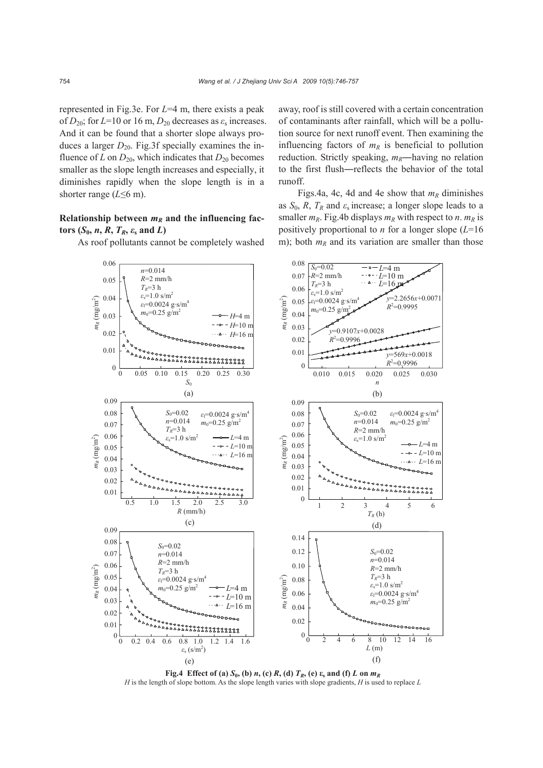represented in Fig.3e. For $L$=4 m, there exists a peak of $D_{20}$; for $L$=10 or 16 m, $D_{20}$ decreases as $\varepsilon_s$ increases. And it can be found that a shorter slope always produces a larger $D_{20}$. Fig.3f specially examines the influence of $L$ on $D_{20}$, which indicates that $D_{20}$ becomes smaller as the slope length increases and especially, it diminishes rapidly when the slope length is in a shorter range ($L \leq 6$ m).

### Relationship between $m_R$ and the influencing factors ($S_0$, $n$, $R$, $T_R$, $\varepsilon_s$ and $L$)

As roof pollutants cannot be completely washed away, roof is still covered with a certain concentration of contaminants after rainfall, which will be a pollution source for next runoff event. Then examining the influencing factors of $m_R$ is beneficial to pollution reduction. Strictly speaking, $m_R$—having no relation to the first flush—reflects the behavior of the total runoff.

Figs.4a, 4c, 4d and 4e show that $m_R$ diminishes as $S_0$, $R$, $T_R$ and $\varepsilon_s$ increase; a longer slope leads to a smaller $m_R$. Fig.4b displays $m_R$ with respect to $n$. $m_R$ is positively proportional to $n$ for a longer slope ($L$=16 m); both $m_R$ and its variation are smaller than those

**Fig.4 Effect of (a) $S_0$, (b) $n$, (c) $R$, (d) $T_R$, (e) $\varepsilon_s$ and (f) $L$ on $m_R$**

$H$ is the length of slope bottom. As the slope length varies with slope gradients, $H$ is used to replace $L$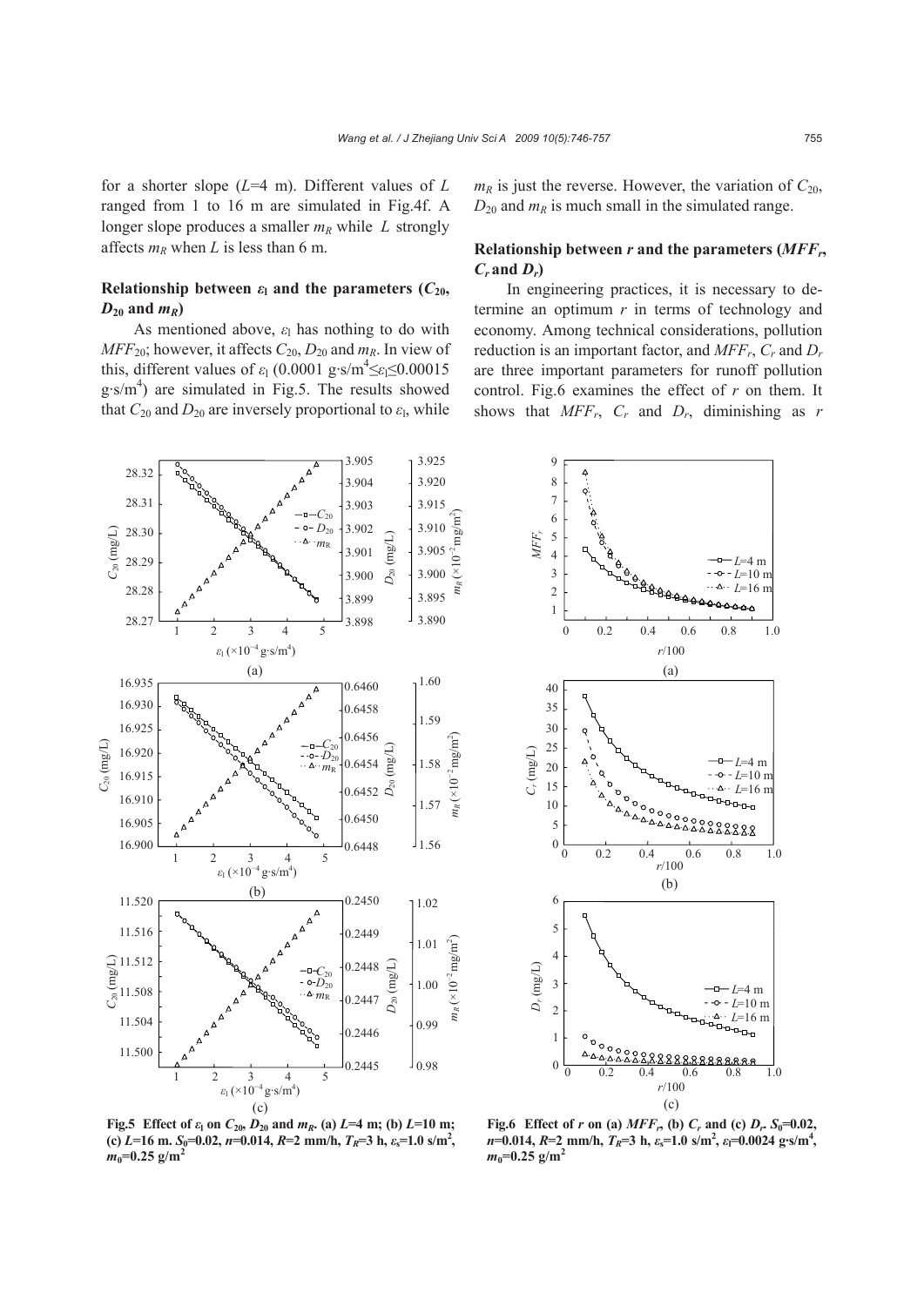for a shorter slope ($L$=4 m). Different values of $L$ ranged from 1 to 16 m are simulated in Fig.4f. A longer slope produces a smaller $m_R$ while $L$ strongly affects $m_R$ when $L$ is less than 6 m.

### Relationship between $\varepsilon_l$ and the parameters ($C_{20}$, $D_{20}$ and $m_R$)

As mentioned above, $\varepsilon_l$ has nothing to do with $MFF_{20}$; however, it affects $C_{20}$, $D_{20}$ and $m_R$. In view of this, different values of $\varepsilon_l$ (0.0001 g·s/m$^4$≤$\varepsilon_l$≤0.00015 g·s/m$^4$) are simulated in Fig.5. The results showed that $C_{20}$ and $D_{20}$ are inversely proportional to $\varepsilon_l$, while $m_R$ is just the reverse. However, the variation of $C_{20}$, $D_{20}$ and $m_R$ is much small in the simulated range.

### Relationship between $r$ and the parameters ($MFF_r$, $C_r$ and $D_r$)

In engineering practices, it is necessary to determine an optimum $r$ in terms of technology and economy. Among technical considerations, pollution reduction is an important factor, and $MFF_r$, $C_r$ and $D_r$ are three important parameters for runoff pollution control. Fig.6 examines the effect of $r$ on them. It shows that $MFF_r$, $C_r$ and $D_r$, diminishing as $r$

**Fig.5 Effect of $\varepsilon_l$ on $C_{20}$, $D_{20}$ and $m_R$. (a) $L$=4 m; (b) $L$=10 m; (c) $L$=16 m. $S_0$=0.02, $n$=0.014, $R$=2 mm/h, $T_R$=3 h, $\varepsilon_s$=1.0 s/m$^2$, $m_0$=0.25 g/m$^2$**

**Fig.6 Effect of $r$ on (a) $MFF_r$, (b) $C_r$ and (c) $D_r$. $S_0$=0.02, $n$=0.014, $R$=2 mm/h, $T_R$=3 h, $\varepsilon_s$=1.0 s/m$^2$, $\varepsilon_l$=0.0024 g·s/m$^4$, $m_0$=0.25 g/m$^2$**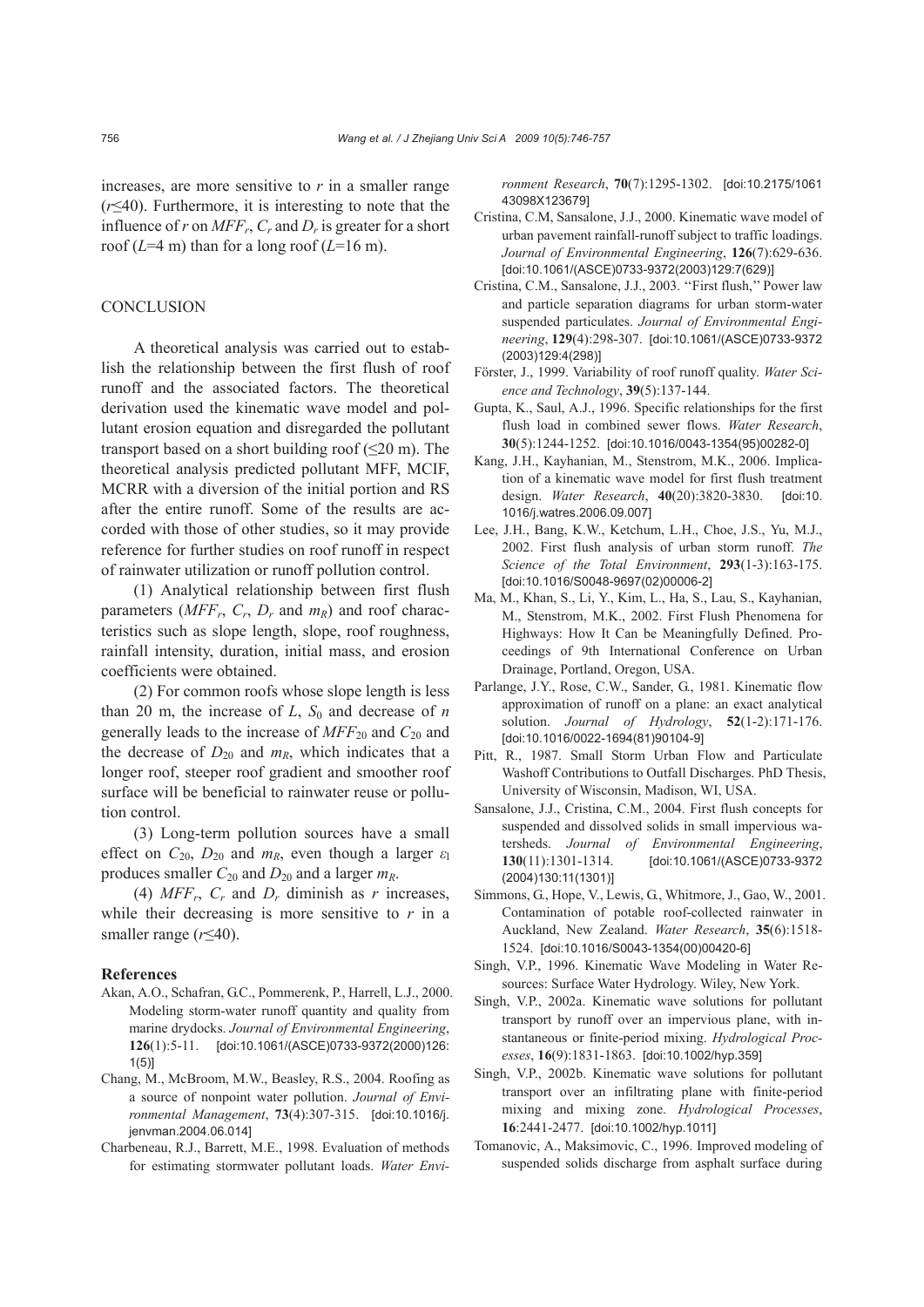increases, are more sensitive to $r$ in a smaller range ($r$≤40). Furthermore, it is interesting to note that the influence of $r$ on $MFF_r$, $C_r$ and $D_r$ is greater for a short roof ($L$=4 m) than for a long roof ($L$=16 m).

## CONCLUSION

A theoretical analysis was carried out to establish the relationship between the first flush of roof runoff and the associated factors. The theoretical derivation used the kinematic wave model and pollutant erosion equation and disregarded the pollutant transport based on a short building roof (≤20 m). The theoretical analysis predicted pollutant MFF, MCIF, MCRR with a diversion of the initial portion and RS after the entire runoff. Some of the results are accorded with those of other studies, so it may provide reference for further studies on roof runoff in respect of rainwater utilization or runoff pollution control.

(1) Analytical relationship between first flush parameters ($MFF_r$, $C_r$, $D_r$ and $m_R$) and roof characteristics such as slope length, slope, roof roughness, rainfall intensity, duration, initial mass, and erosion coefficients were obtained.

(2) For common roofs whose slope length is less than 20 m, the increase of $L$, $S_0$ and decrease of $n$ generally leads to the increase of $MFF_{20}$ and $C_{20}$ and the decrease of $D_{20}$ and $m_R$, which indicates that a longer roof, steeper roof gradient and smoother roof surface will be beneficial to rainwater reuse or pollution control.

(3) Long-term pollution sources have a small effect on $C_{20}$, $D_{20}$ and $m_R$, even though a larger $\varepsilon_1$ produces smaller $C_{20}$ and $D_{20}$ and a larger $m_R$.

(4) $MFF_r$, $C_r$ and $D_r$ diminish as $r$ increases, while their decreasing is more sensitive to $r$ in a smaller range ($r$≤40).

## References

Akan, A.O., Schafran, G.C., Pommerenk, P., Harrell, L.J., 2000. Modeling storm-water runoff quantity and quality from marine drydocks. *Journal of Environmental Engineering*, **126**(1):5-11. [doi:10.1061/(ASCE)0733-9372(2000)126:1(5)]

Chang, M., McBroom, M.W., Beasley, R.S., 2004. Roofing as a source of nonpoint water pollution. *Journal of Environmental Management*, **73**(4):307-315. [doi:10.1016/j.jenvman.2004.06.014]

Charbeneau, R.J., Barrett, M.E., 1998. Evaluation of methods for estimating stormwater pollutant loads. *Water Environment Research*, **70**(7):1295-1302. [doi:10.2175/106143098X123679]

Cristina, C.M, Sansalone, J.J., 2000. Kinematic wave model of urban pavement rainfall-runoff subject to traffic loadings. *Journal of Environmental Engineering*, **126**(7):629-636. [doi:10.1061/(ASCE)0733-9372(2003)129:7(629)]

Cristina, C.M., Sansalone, J.J., 2003. ''First flush,'' Power law and particle separation diagrams for urban storm-water suspended particulates. *Journal of Environmental Engineering*, **129**(4):298-307. [doi:10.1061/(ASCE)0733-9372(2003)129:4(298)]

Förster, J., 1999. Variability of roof runoff quality. *Water Science and Technology*, **39**(5):137-144.

Gupta, K., Saul, A.J., 1996. Specific relationships for the first flush load in combined sewer flows. *Water Research*, **30**(5):1244-1252. [doi:10.1016/0043-1354(95)00282-0]

Kang, J.H., Kayhanian, M., Stenstrom, M.K., 2006. Implication of a kinematic wave model for first flush treatment design. *Water Research*, **40**(20):3820-3830. [doi:10.1016/j.watres.2006.09.007]

Lee, J.H., Bang, K.W., Ketchum, L.H., Choe, J.S., Yu, M.J., 2002. First flush analysis of urban storm runoff. *The Science of the Total Environment*, **293**(1-3):163-175. [doi:10.1016/S0048-9697(02)00006-2]

Ma, M., Khan, S., Li, Y., Kim, L., Ha, S., Lau, S., Kayhanian, M., Stenstrom, M.K., 2002. First Flush Phenomena for Highways: How It Can be Meaningfully Defined. Proceedings of 9th International Conference on Urban Drainage, Portland, Oregon, USA.

Parlange, J.Y., Rose, C.W., Sander, G., 1981. Kinematic flow approximation of runoff on a plane: an exact analytical solution. *Journal of Hydrology*, **52**(1-2):171-176. [doi:10.1016/0022-1694(81)90104-9]

Pitt, R., 1987. Small Storm Urban Flow and Particulate Washoff Contributions to Outfall Discharges. PhD Thesis, University of Wisconsin, Madison, WI, USA.

Sansalone, J.J., Cristina, C.M., 2004. First flush concepts for suspended and dissolved solids in small impervious watersheds. *Journal of Environmental Engineering*, **130**(11):1301-1314. [doi:10.1061/(ASCE)0733-9372(2004)130:11(1301)]

Simmons, G., Hope, V., Lewis, G., Whitmore, J., Gao, W., 2001. Contamination of potable roof-collected rainwater in Auckland, New Zealand. *Water Research*, **35**(6):1518-1524. [doi:10.1016/S0043-1354(00)00420-6]

Singh, V.P., 1996. Kinematic Wave Modeling in Water Resources: Surface Water Hydrology. Wiley, New York.

Singh, V.P., 2002a. Kinematic wave solutions for pollutant transport by runoff over an impervious plane, with instantaneous or finite-period mixing. *Hydrological Processes*, **16**(9):1831-1863. [doi:10.1002/hyp.359]

Singh, V.P., 2002b. Kinematic wave solutions for pollutant transport over an infiltrating plane with finite-period mixing and mixing zone. *Hydrological Processes*, **16**:2441-2477. [doi:10.1002/hyp.1011]

Tomanovic, A., Maksimovic, C., 1996. Improved modeling of suspended solids discharge from asphalt surface during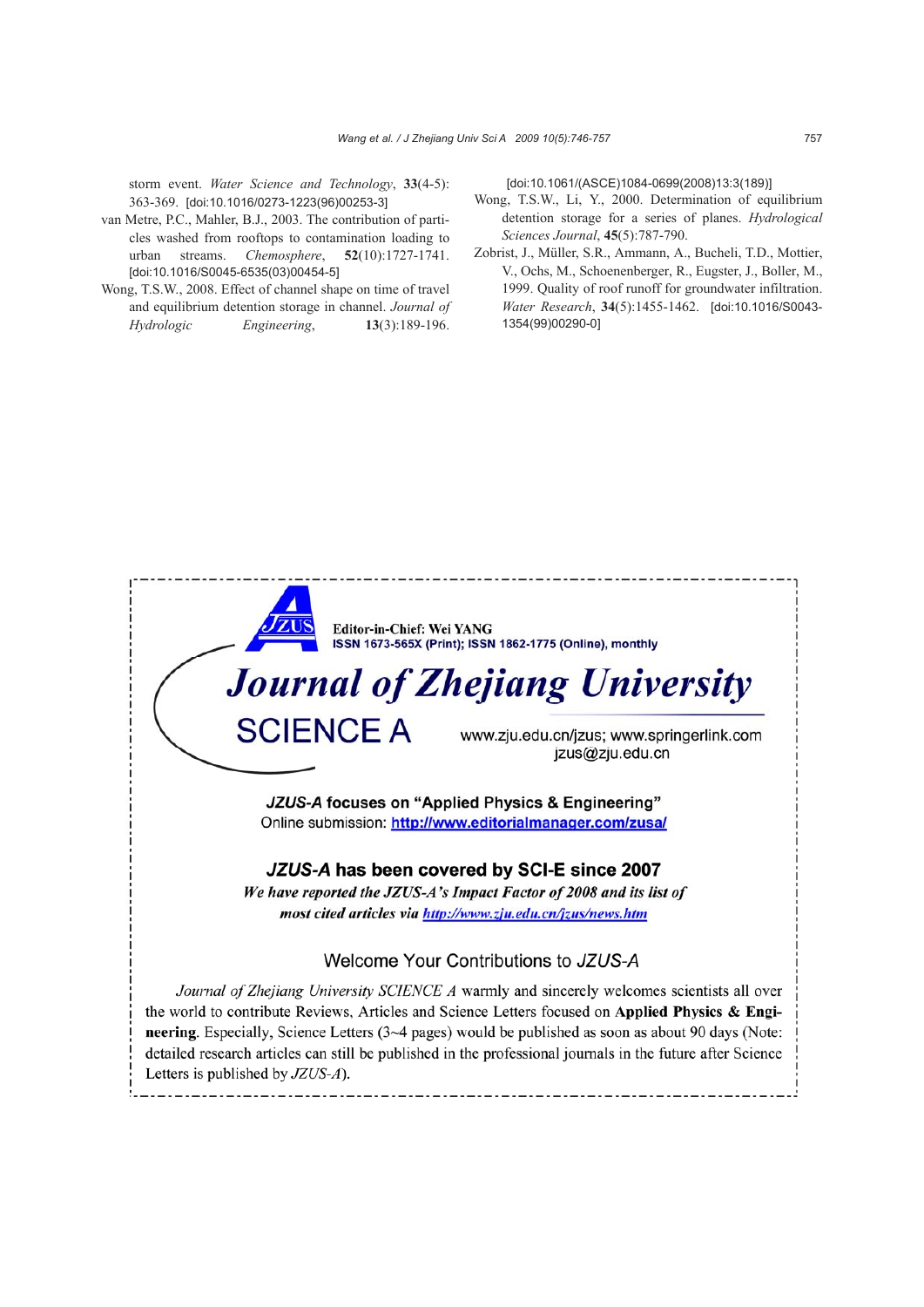storm event. *Water Science and Technology*, **33**(4-5): 363-369. [doi:10.1016/0273-1223(96)00253-3]

van Metre, P.C., Mahler, B.J., 2003. The contribution of particles washed from rooftops to contamination loading to urban streams. *Chemosphere*, **52**(10):1727-1741. [doi:10.1016/S0045-6535(03)00454-5]

Wong, T.S.W., 2008. Effect of channel shape on time of travel and equilibrium detention storage in channel. *Journal of Hydrologic Engineering*, **13**(3):189-196. [doi:10.1061/(ASCE)1084-0699(2008)13:3(189)]

Wong, T.S.W., Li, Y., 2000. Determination of equilibrium detention storage for a series of planes. *Hydrological Sciences Journal*, **45**(5):787-790.

Zobrist, J., Müller, S.R., Ammann, A., Bucheli, T.D., Mottier, V., Ochs, M., Schoenenberger, R., Eugster, J., Boller, M., 1999. Quality of roof runoff for groundwater infiltration. *Water Research*, **34**(5):1455-1462. [doi:10.1016/S0043-1354(99)00290-0]

---

**Editor-in-Chief: Wei YANG**
**ISSN 1673-565X (Print); ISSN 1862-1775 (Online), monthly**

# *Journal of Zhejiang University* SCIENCE A

www.zju.edu.cn/jzus; www.springerlink.com
jzus@zju.edu.cn

***JZUS-A*** **focuses on "Applied Physics & Engineering"**
Online submission: http://www.editorialmanager.com/zusa/

## *JZUS-A* has been covered by SCI-E since 2007

***We have reported the JZUS-A's Impact Factor of 2008 and its list of most cited articles via http://www.zju.edu.cn/jzus/news.htm***

### Welcome Your Contributions to *JZUS-A*

*Journal of Zhejiang University SCIENCE A* warmly and sincerely welcomes scientists all over the world to contribute Reviews, Articles and Science Letters focused on **Applied Physics & Engineering**. Especially, Science Letters (3~4 pages) would be published as soon as about 90 days (Note: detailed research articles can still be published in the professional journals in the future after Science Letters is published by *JZUS-A*).